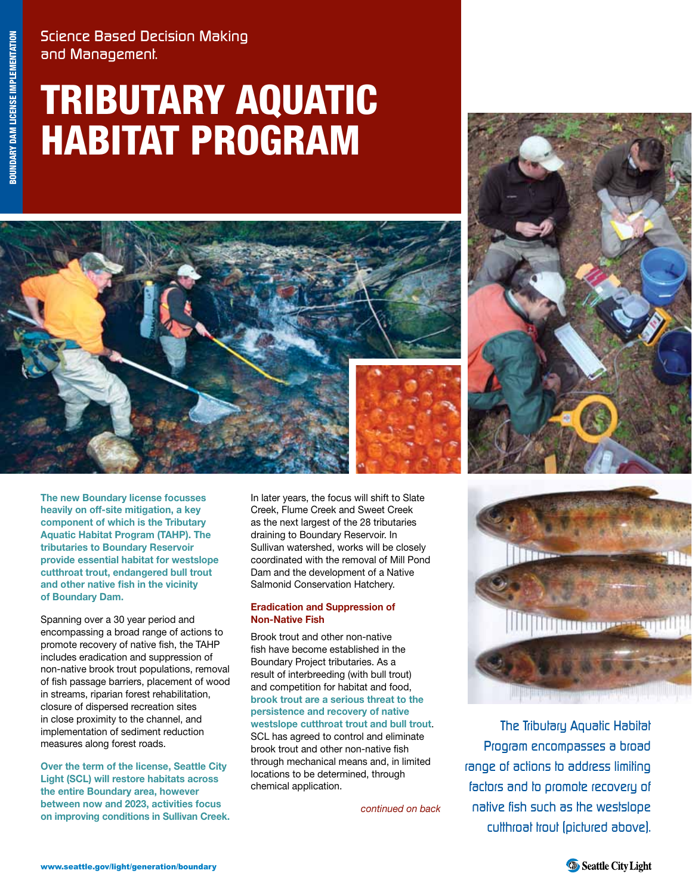Science Based Decision Making and Management.

# TRIBUTARY AQUATIC HABITAT PROGRAM

**The new Boundary license focusses heavily on off-site mitigation, a key component of which is the Tributary Aquatic Habitat Program (TAHP). The tributaries to Boundary Reservoir provide essential habitat for westslope cutthroat trout, endangered bull trout and other native fish in the vicinity of Boundary Dam.**

Spanning over a 30 year period and encompassing a broad range of actions to promote recovery of native fish, the TAHP includes eradication and suppression of non-native brook trout populations, removal of fish passage barriers, placement of wood in streams, riparian forest rehabilitation, closure of dispersed recreation sites in close proximity to the channel, and implementation of sediment reduction measures along forest roads.

**Over the term of the license, Seattle City Light (SCL) will restore habitats across the entire Boundary area, however between now and 2023, activities focus on improving conditions in Sullivan Creek.**

In later years, the focus will shift to Slate Creek, Flume Creek and Sweet Creek as the next largest of the 28 tributaries draining to Boundary Reservoir. In Sullivan watershed, works will be closely coordinated with the removal of Mill Pond Dam and the development of a Native Salmonid Conservation Hatchery.

## Eradication and Suppression of Non-Native Fish

Brook trout and other non-native fish have become established in the Boundary Project tributaries. As a result of interbreeding (with bull trout) and competition for habitat and food, **brook trout are a serious threat to the persistence and recovery of native westslope cutthroat trout and bull trout**. SCL has agreed to control and eliminate brook trout and other non-native fish through mechanical means and, in limited locations to be determined, through chemical application.

*continued on back*

The Tributary Aquatic Habitat Program encompasses a broad range of actions to address limiting factors and to promote recovery of native fish such as the westslope cutthroat trout (pictured above).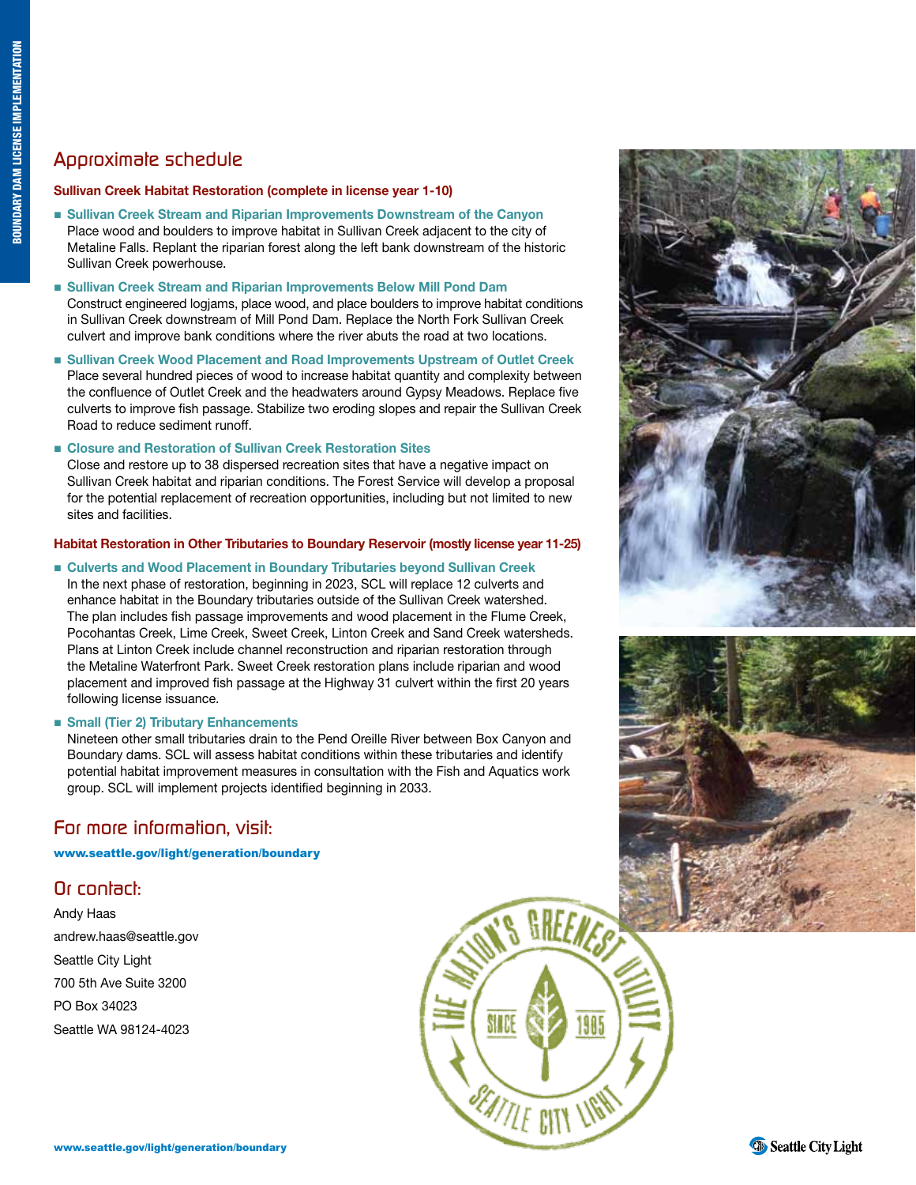## Approximate schedule

**Sullivan Creek Habitat Restoration (complete in license year 1-10)**

- **Sullivan Creek Stream and Riparian Improvements Downstream of the Canyon**
  Place wood and boulders to improve habitat in Sullivan Creek adjacent to the city of Metaline Falls. Replant the riparian forest along the left bank downstream of the historic Sullivan Creek powerhouse.
- **Sullivan Creek Stream and Riparian Improvements Below Mill Pond Dam**
  Construct engineered logjams, place wood, and place boulders to improve habitat conditions in Sullivan Creek downstream of Mill Pond Dam. Replace the North Fork Sullivan Creek culvert and improve bank conditions where the river abuts the road at two locations.
- **Sullivan Creek Wood Placement and Road Improvements Upstream of Outlet Creek**
  Place several hundred pieces of wood to increase habitat quantity and complexity between the confluence of Outlet Creek and the headwaters around Gypsy Meadows. Replace five culverts to improve fish passage. Stabilize two eroding slopes and repair the Sullivan Creek Road to reduce sediment runoff.
- **Closure and Restoration of Sullivan Creek Restoration Sites**
  Close and restore up to 38 dispersed recreation sites that have a negative impact on Sullivan Creek habitat and riparian conditions. The Forest Service will develop a proposal for the potential replacement of recreation opportunities, including but not limited to new sites and facilities.

**Habitat Restoration in Other Tributaries to Boundary Reservoir (mostly license year 11-25)**

- **Culverts and Wood Placement in Boundary Tributaries beyond Sullivan Creek**
  In the next phase of restoration, beginning in 2023, SCL will replace 12 culverts and enhance habitat in the Boundary tributaries outside of the Sullivan Creek watershed. The plan includes fish passage improvements and wood placement in the Flume Creek, Pocohantas Creek, Lime Creek, Sweet Creek, Linton Creek and Sand Creek watersheds. Plans at Linton Creek include channel reconstruction and riparian restoration through the Metaline Waterfront Park. Sweet Creek restoration plans include riparian and wood placement and improved fish passage at the Highway 31 culvert within the first 20 years following license issuance.
- **Small (Tier 2) Tributary Enhancements**
  Nineteen other small tributaries drain to the Pend Oreille River between Box Canyon and Boundary dams. SCL will assess habitat conditions within these tributaries and identify potential habitat improvement measures in consultation with the Fish and Aquatics work group. SCL will implement projects identified beginning in 2033.

## For more information, visit:

**www.seattle.gov/light/generation/boundary**

## Or contact:

Andy Haas
andrew.haas@seattle.gov
Seattle City Light
700 5th Ave Suite 3200
PO Box 34023
Seattle WA 98124-4023